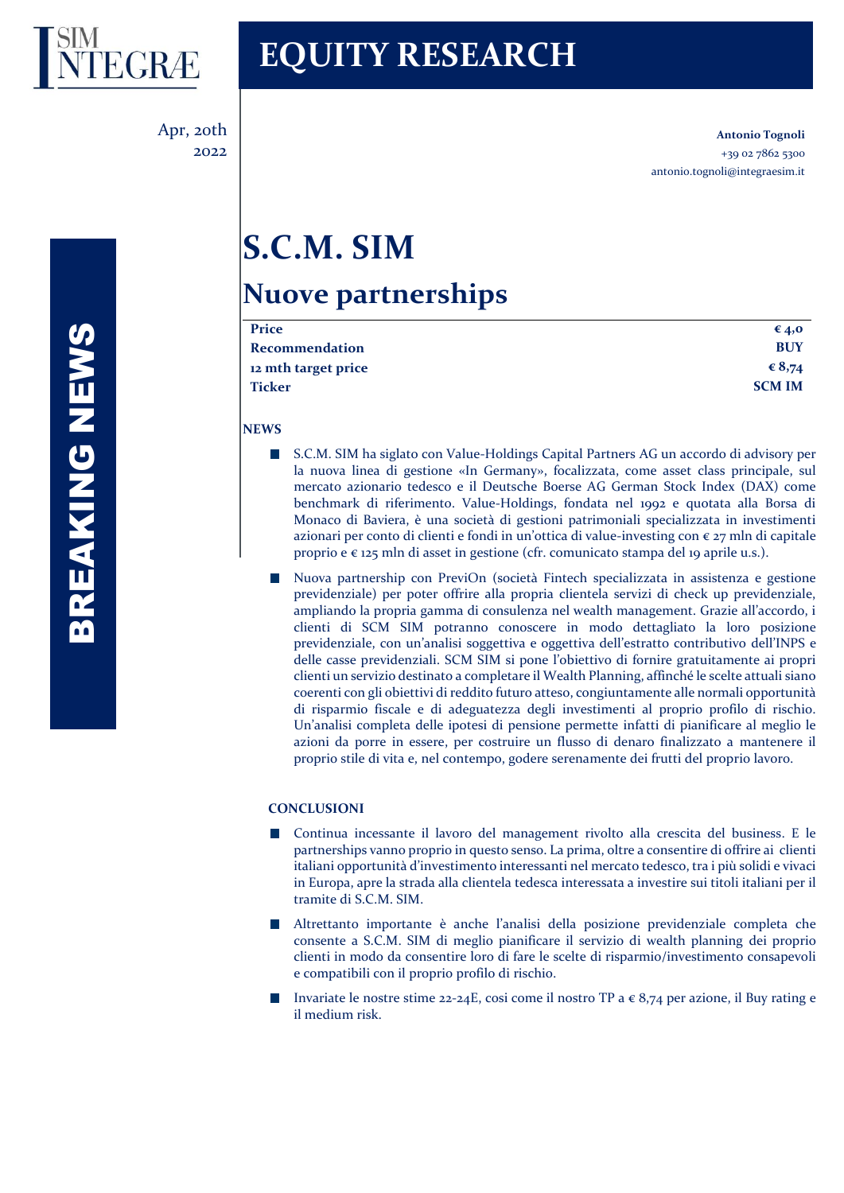# EQUITY RESEARCH

Apr, 20th 2022

**Antonio Tognoli**
+39 02 7862 5300
antonio.tognoli@integraesim.it

**BREAKING NEWS**

# S.C.M. SIM

## Nuove partnerships

| | |
|---|---|
| **Price** | **€ 4,0** |
| **Recommendation** | **BUY** |
| **12 mth target price** | **€ 8,74** |
| **Ticker** | **SCM IM** |

### NEWS

- S.C.M. SIM ha siglato con Value-Holdings Capital Partners AG un accordo di advisory per la nuova linea di gestione «In Germany», focalizzata, come asset class principale, sul mercato azionario tedesco e il Deutsche Boerse AG German Stock Index (DAX) come benchmark di riferimento. Value-Holdings, fondata nel 1992 e quotata alla Borsa di Monaco di Baviera, è una società di gestioni patrimoniali specializzata in investimenti azionari per conto di clienti e fondi in un'ottica di value-investing con € 27 mln di capitale proprio e € 125 mln di asset in gestione (cfr. comunicato stampa del 19 aprile u.s.).
- Nuova partnership con PreviOn (società Fintech specializzata in assistenza e gestione previdenziale) per poter offrire alla propria clientela servizi di check up previdenziale, ampliando la propria gamma di consulenza nel wealth management. Grazie all'accordo, i clienti di SCM SIM potranno conoscere in modo dettagliato la loro posizione previdenziale, con un'analisi soggettiva e oggettiva dell'estratto contributivo dell'INPS e delle casse previdenziali. SCM SIM si pone l'obiettivo di fornire gratuitamente ai propri clienti un servizio destinato a completare il Wealth Planning, affinché le scelte attuali siano coerenti con gli obiettivi di reddito futuro atteso, congiuntamente alle normali opportunità di risparmio fiscale e di adeguatezza degli investimenti al proprio profilo di rischio. Un'analisi completa delle ipotesi di pensione permette infatti di pianificare al meglio le azioni da porre in essere, per costruire un flusso di denaro finalizzato a mantenere il proprio stile di vita e, nel contempo, godere serenamente dei frutti del proprio lavoro.

### CONCLUSIONI

- Continua incessante il lavoro del management rivolto alla crescita del business. E le partnerships vanno proprio in questo senso. La prima, oltre a consentire di offrire ai clienti italiani opportunità d'investimento interessanti nel mercato tedesco, tra i più solidi e vivaci in Europa, apre la strada alla clientela tedesca interessata a investire sui titoli italiani per il tramite di S.C.M. SIM.
- Altrettanto importante è anche l'analisi della posizione previdenziale completa che consente a S.C.M. SIM di meglio pianificare il servizio di wealth planning dei proprio clienti in modo da consentire loro di fare le scelte di risparmio/investimento consapevoli e compatibili con il proprio profilo di rischio.
- Invariate le nostre stime 22-24E, cosi come il nostro TP a € 8,74 per azione, il Buy rating e il medium risk.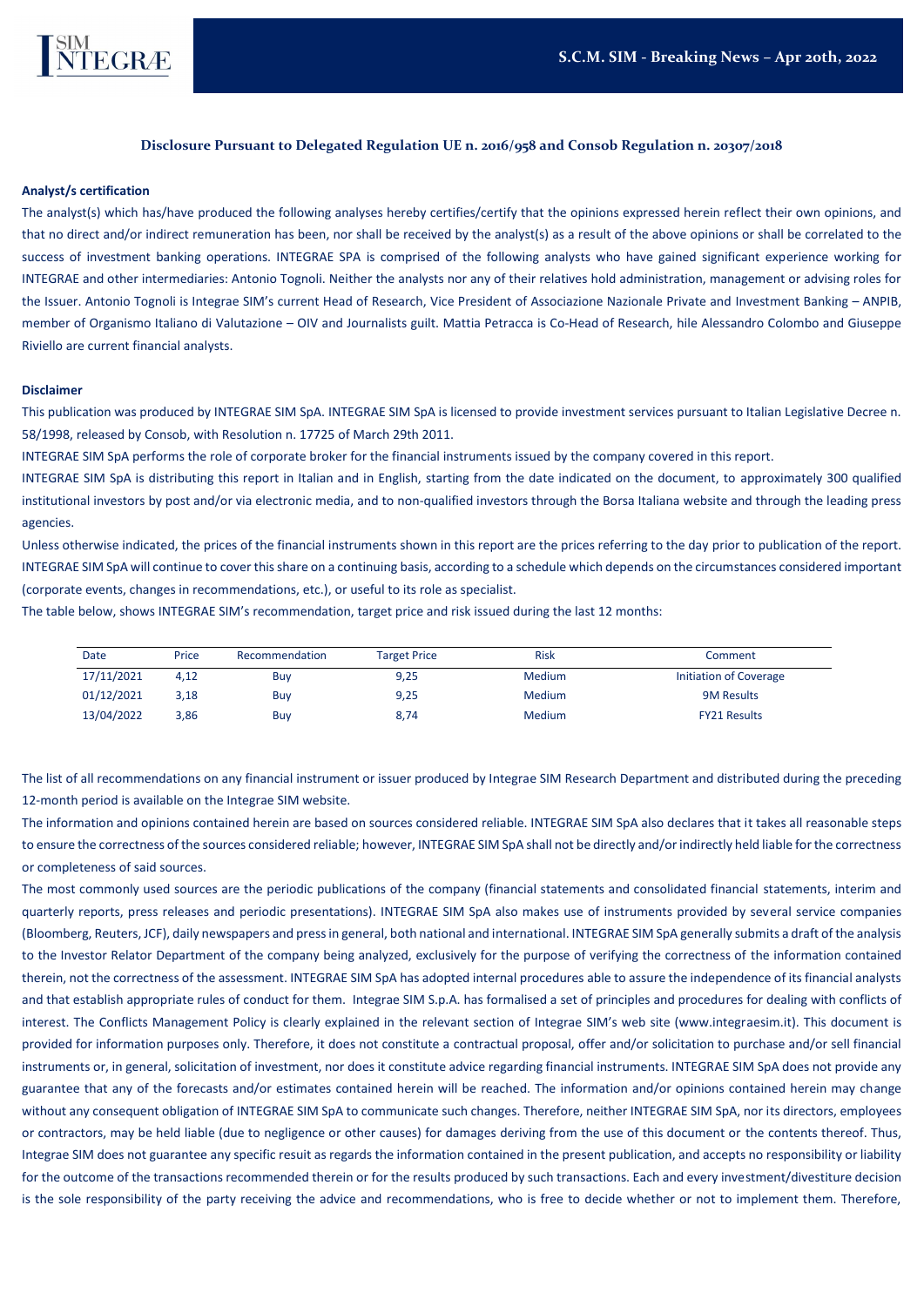## Disclosure Pursuant to Delegated Regulation UE n. 2016/958 and Consob Regulation n. 20307/2018

**Analyst/s certification**

The analyst(s) which has/have produced the following analyses hereby certifies/certify that the opinions expressed herein reflect their own opinions, and that no direct and/or indirect remuneration has been, nor shall be received by the analyst(s) as a result of the above opinions or shall be correlated to the success of investment banking operations. INTEGRAE SPA is comprised of the following analysts who have gained significant experience working for INTEGRAE and other intermediaries: Antonio Tognoli. Neither the analysts nor any of their relatives hold administration, management or advising roles for the Issuer. Antonio Tognoli is Integrae SIM's current Head of Research, Vice President of Associazione Nazionale Private and Investment Banking – ANPIB, member of Organismo Italiano di Valutazione – OIV and Journalists guilt. Mattia Petracca is Co-Head of Research, hile Alessandro Colombo and Giuseppe Riviello are current financial analysts.

**Disclaimer**

This publication was produced by INTEGRAE SIM SpA. INTEGRAE SIM SpA is licensed to provide investment services pursuant to Italian Legislative Decree n. 58/1998, released by Consob, with Resolution n. 17725 of March 29th 2011.

INTEGRAE SIM SpA performs the role of corporate broker for the financial instruments issued by the company covered in this report.

INTEGRAE SIM SpA is distributing this report in Italian and in English, starting from the date indicated on the document, to approximately 300 qualified institutional investors by post and/or via electronic media, and to non-qualified investors through the Borsa Italiana website and through the leading press agencies.

Unless otherwise indicated, the prices of the financial instruments shown in this report are the prices referring to the day prior to publication of the report. INTEGRAE SIM SpA will continue to cover this share on a continuing basis, according to a schedule which depends on the circumstances considered important (corporate events, changes in recommendations, etc.), or useful to its role as specialist.

The table below, shows INTEGRAE SIM's recommendation, target price and risk issued during the last 12 months:

| Date | Price | Recommendation | Target Price | Risk | Comment |
|---|---|---|---|---|---|
| 17/11/2021 | 4,12 | Buy | 9,25 | Medium | Initiation of Coverage |
| 01/12/2021 | 3,18 | Buy | 9,25 | Medium | 9M Results |
| 13/04/2022 | 3,86 | Buy | 8,74 | Medium | FY21 Results |

The list of all recommendations on any financial instrument or issuer produced by Integrae SIM Research Department and distributed during the preceding 12-month period is available on the Integrae SIM website.

The information and opinions contained herein are based on sources considered reliable. INTEGRAE SIM SpA also declares that it takes all reasonable steps to ensure the correctness of the sources considered reliable; however, INTEGRAE SIM SpA shall not be directly and/or indirectly held liable for the correctness or completeness of said sources.

The most commonly used sources are the periodic publications of the company (financial statements and consolidated financial statements, interim and quarterly reports, press releases and periodic presentations). INTEGRAE SIM SpA also makes use of instruments provided by several service companies (Bloomberg, Reuters, JCF), daily newspapers and press in general, both national and international. INTEGRAE SIM SpA generally submits a draft of the analysis to the Investor Relator Department of the company being analyzed, exclusively for the purpose of verifying the correctness of the information contained therein, not the correctness of the assessment. INTEGRAE SIM SpA has adopted internal procedures able to assure the independence of its financial analysts and that establish appropriate rules of conduct for them. Integrae SIM S.p.A. has formalised a set of principles and procedures for dealing with conflicts of interest. The Conflicts Management Policy is clearly explained in the relevant section of Integrae SIM's web site (www.integraesim.it). This document is provided for information purposes only. Therefore, it does not constitute a contractual proposal, offer and/or solicitation to purchase and/or sell financial instruments or, in general, solicitation of investment, nor does it constitute advice regarding financial instruments. INTEGRAE SIM SpA does not provide any guarantee that any of the forecasts and/or estimates contained herein will be reached. The information and/or opinions contained herein may change without any consequent obligation of INTEGRAE SIM SpA to communicate such changes. Therefore, neither INTEGRAE SIM SpA, nor its directors, employees or contractors, may be held liable (due to negligence or other causes) for damages deriving from the use of this document or the contents thereof. Thus, Integrae SIM does not guarantee any specific resuit as regards the information contained in the present publication, and accepts no responsibility or liability for the outcome of the transactions recommended therein or for the results produced by such transactions. Each and every investment/divestiture decision is the sole responsibility of the party receiving the advice and recommendations, who is free to decide whether or not to implement them. Therefore,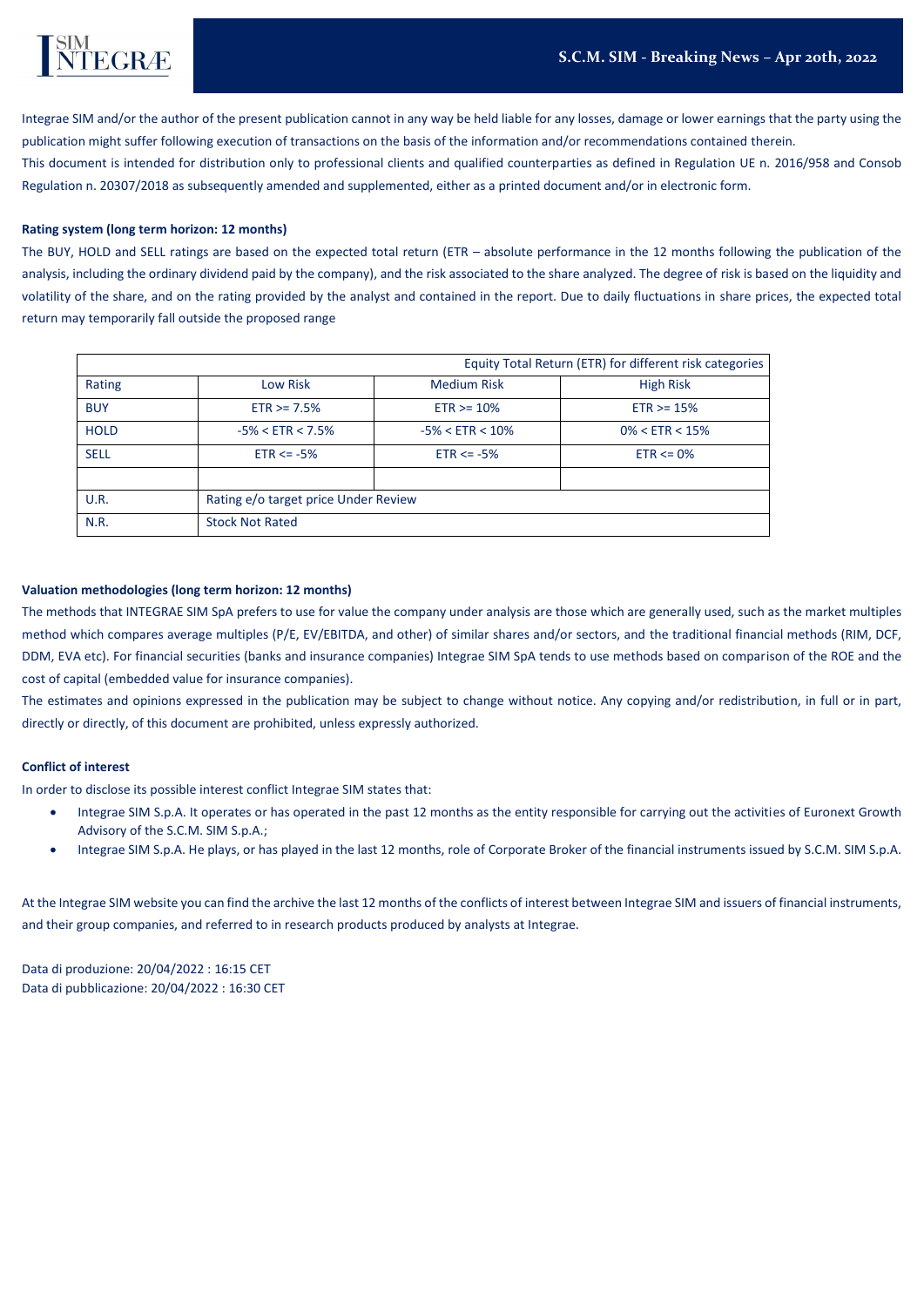Integrae SIM and/or the author of the present publication cannot in any way be held liable for any losses, damage or lower earnings that the party using the publication might suffer following execution of transactions on the basis of the information and/or recommendations contained therein.

This document is intended for distribution only to professional clients and qualified counterparties as defined in Regulation UE n. 2016/958 and Consob Regulation n. 20307/2018 as subsequently amended and supplemented, either as a printed document and/or in electronic form.

**Rating system (long term horizon: 12 months)**

The BUY, HOLD and SELL ratings are based on the expected total return (ETR – absolute performance in the 12 months following the publication of the analysis, including the ordinary dividend paid by the company), and the risk associated to the share analyzed. The degree of risk is based on the liquidity and volatility of the share, and on the rating provided by the analyst and contained in the report. Due to daily fluctuations in share prices, the expected total return may temporarily fall outside the proposed range

| | | | Equity Total Return (ETR) for different risk categories |
|---|---|---|---|
| Rating | Low Risk | Medium Risk | High Risk |
| BUY | ETR >= 7.5% | ETR >= 10% | ETR >= 15% |
| HOLD | -5% < ETR < 7.5% | -5% < ETR < 10% | 0% < ETR < 15% |
| SELL | ETR <= -5% | ETR <= -5% | ETR <= 0% |
| | | | |
| U.R. | Rating e/o target price Under Review | | |
| N.R. | Stock Not Rated | | |

**Valuation methodologies (long term horizon: 12 months)**

The methods that INTEGRAE SIM SpA prefers to use for value the company under analysis are those which are generally used, such as the market multiples method which compares average multiples (P/E, EV/EBITDA, and other) of similar shares and/or sectors, and the traditional financial methods (RIM, DCF, DDM, EVA etc). For financial securities (banks and insurance companies) Integrae SIM SpA tends to use methods based on comparison of the ROE and the cost of capital (embedded value for insurance companies).

The estimates and opinions expressed in the publication may be subject to change without notice. Any copying and/or redistribution, in full or in part, directly or directly, of this document are prohibited, unless expressly authorized.

**Conflict of interest**

In order to disclose its possible interest conflict Integrae SIM states that:

- Integrae SIM S.p.A. It operates or has operated in the past 12 months as the entity responsible for carrying out the activities of Euronext Growth Advisory of the S.C.M. SIM S.p.A.;
- Integrae SIM S.p.A. He plays, or has played in the last 12 months, role of Corporate Broker of the financial instruments issued by S.C.M. SIM S.p.A.

At the Integrae SIM website you can find the archive the last 12 months of the conflicts of interest between Integrae SIM and issuers of financial instruments, and their group companies, and referred to in research products produced by analysts at Integrae.

Data di produzione: 20/04/2022 : 16:15 CET
Data di pubblicazione: 20/04/2022 : 16:30 CET